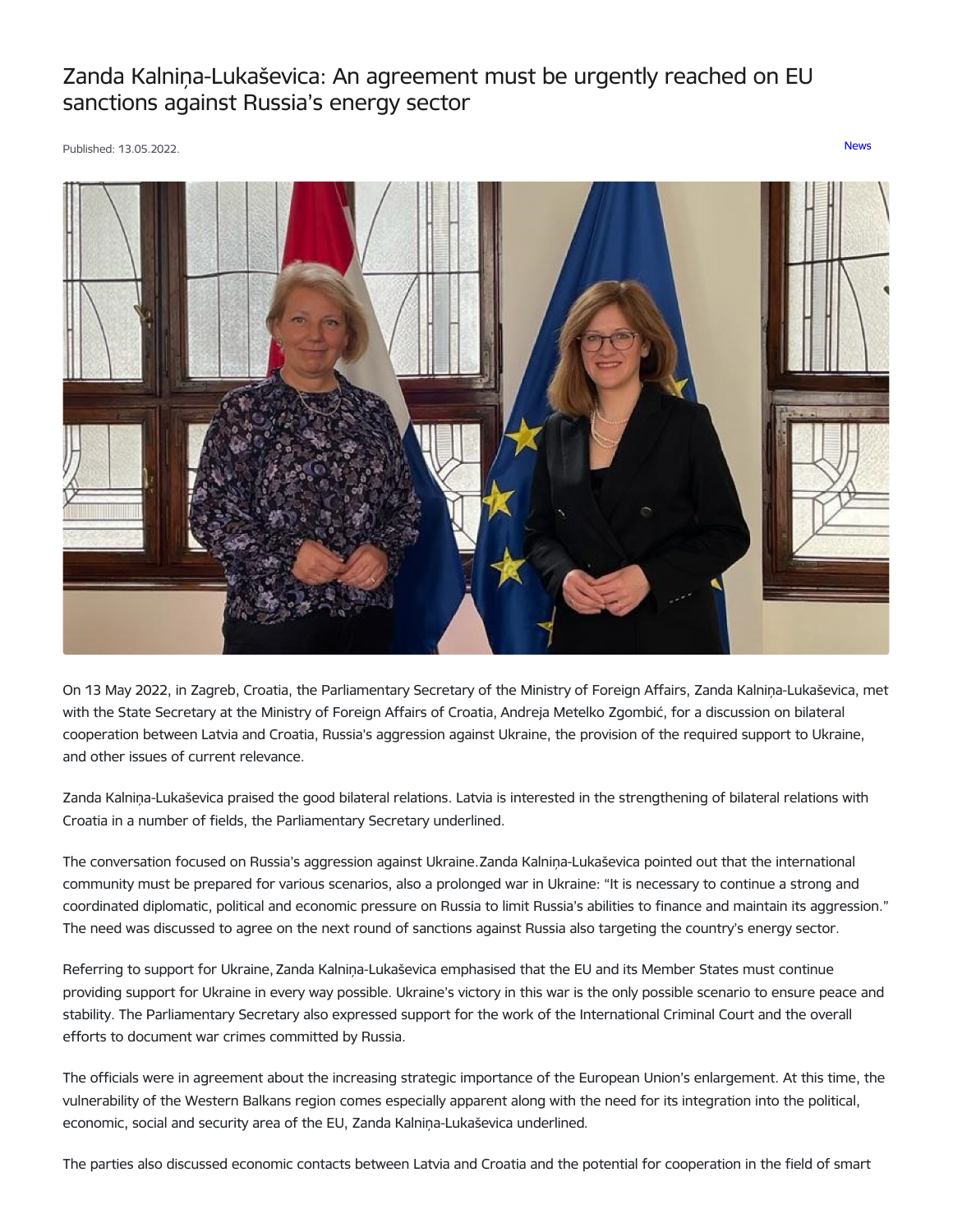# Zanda Kalniņa-Lukaševica: An agreement must be urgently reached on EU sanctions against Russia's energy sector

Published: 13.05.2022.

News

On 13 May 2022, in Zagreb, Croatia, the Parliamentary Secretary of the Ministry of Foreign Affairs, Zanda Kalniņa-Lukaševica, met with the State Secretary at the Ministry of Foreign Affairs of Croatia, Andreja Metelko Zgombić, for a discussion on bilateral cooperation between Latvia and Croatia, Russia's aggression against Ukraine, the provision of the required support to Ukraine, and other issues of current relevance.

Zanda Kalniņa-Lukaševica praised the good bilateral relations. Latvia is interested in the strengthening of bilateral relations with Croatia in a number of fields, the Parliamentary Secretary underlined.

The conversation focused on Russia's aggression against Ukraine. Zanda Kalniņa-Lukaševica pointed out that the international community must be prepared for various scenarios, also a prolonged war in Ukraine: "It is necessary to continue a strong and coordinated diplomatic, political and economic pressure on Russia to limit Russia's abilities to finance and maintain its aggression." The need was discussed to agree on the next round of sanctions against Russia also targeting the country's energy sector.

Referring to support for Ukraine, Zanda Kalniņa-Lukaševica emphasised that the EU and its Member States must continue providing support for Ukraine in every way possible. Ukraine's victory in this war is the only possible scenario to ensure peace and stability. The Parliamentary Secretary also expressed support for the work of the International Criminal Court and the overall efforts to document war crimes committed by Russia.

The officials were in agreement about the increasing strategic importance of the European Union's enlargement. At this time, the vulnerability of the Western Balkans region comes especially apparent along with the need for its integration into the political, economic, social and security area of the EU, Zanda Kalniņa-Lukaševica underlined.

The parties also discussed economic contacts between Latvia and Croatia and the potential for cooperation in the field of smart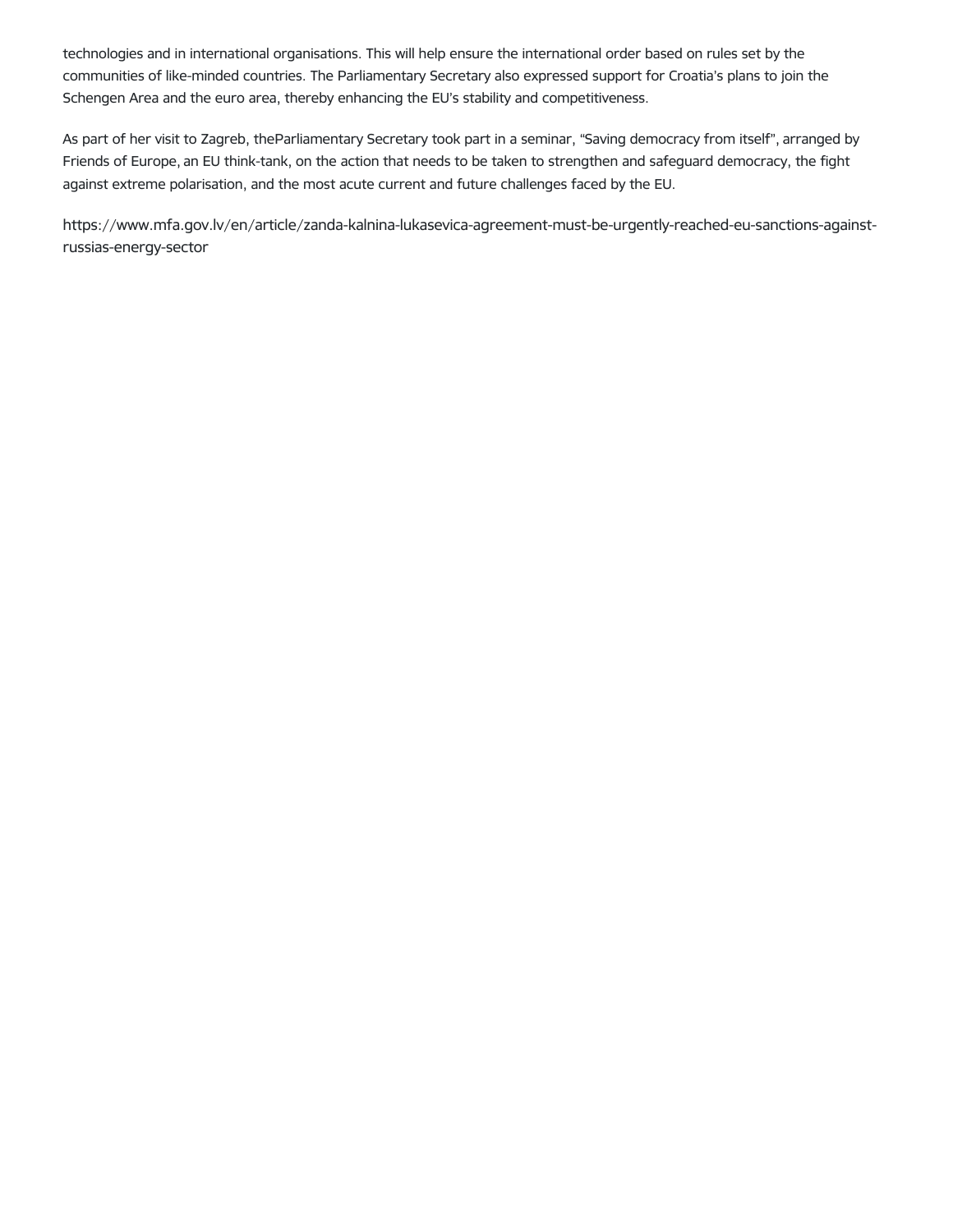technologies and in international organisations. This will help ensure the international order based on rules set by the communities of like-minded countries. The Parliamentary Secretary also expressed support for Croatia's plans to join the Schengen Area and the euro area, thereby enhancing the EU's stability and competitiveness.

As part of her visit to Zagreb, theParliamentary Secretary took part in a seminar, "Saving democracy from itself", arranged by Friends of Europe, an EU think-tank, on the action that needs to be taken to strengthen and safeguard democracy, the fight against extreme polarisation, and the most acute current and future challenges faced by the EU.

https://www.mfa.gov.lv/en/article/zanda-kalnina-lukasevica-agreement-must-be-urgently-reached-eu-sanctions-against-russias-energy-sector